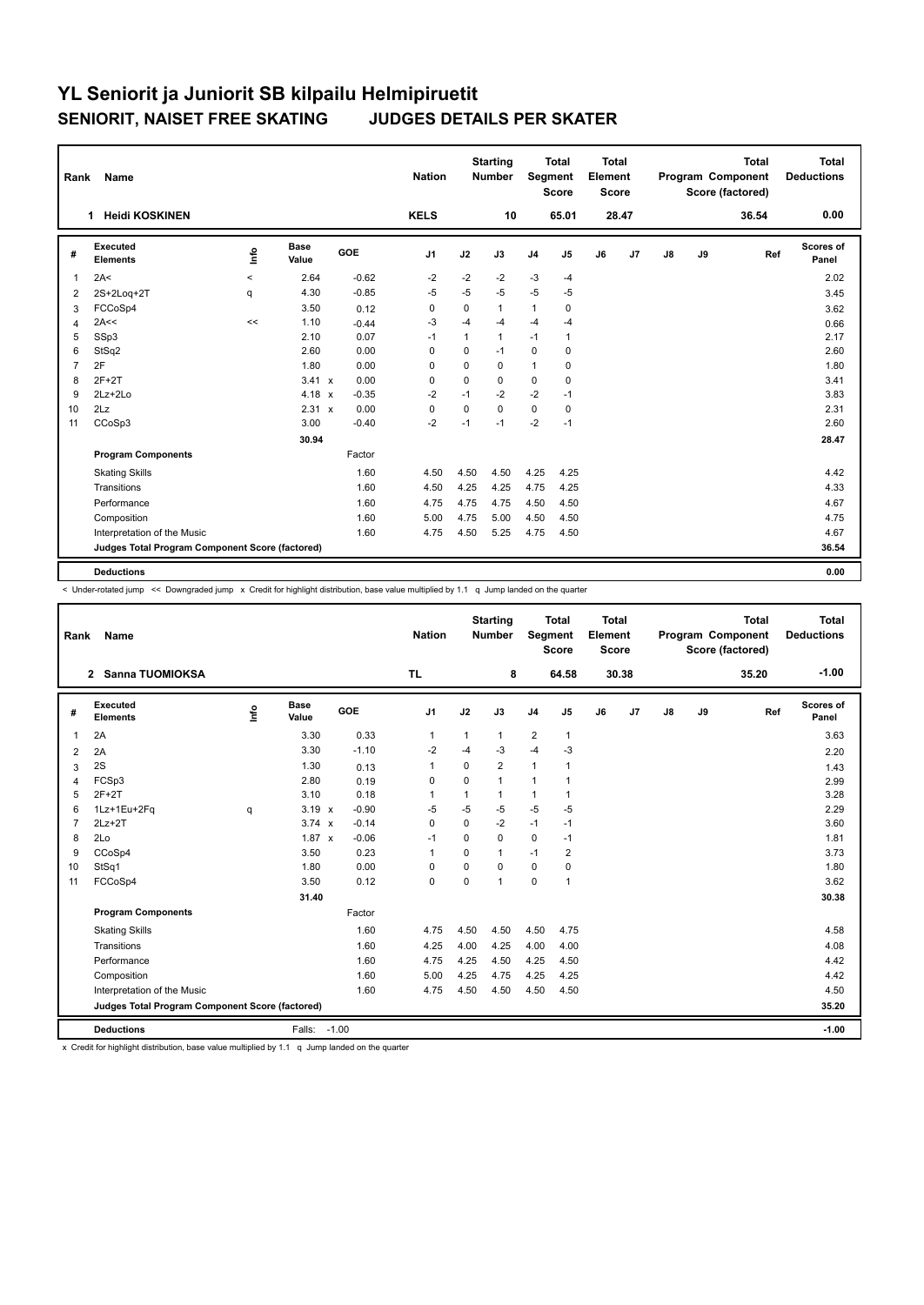# YL Seniorit ja Juniorit SB kilpailu Helmipiruetit

## SENIORIT, NAISET FREE SKATING JUDGES DETAILS PER SKATER

| Rank | Name | Nation | Starting Number | Total Segment Score | Total Element Score | Total Program Component Score (factored) | Total Deductions |
|---|---|---|---|---|---|---|---|
| 1 | Heidi KOSKINEN | KELS | 10 | 65.01 | 28.47 | 36.54 | 0.00 |

| # | Executed Elements | Info | Base Value | | GOE | J1 | J2 | J3 | J4 | J5 | J6 | J7 | J8 | J9 | Ref | Scores of Panel |
|---|---|---|---|---|---|---|---|---|---|---|---|---|---|---|---|---|
| 1 | 2A< | < | 2.64 | | -0.62 | -2 | -2 | -2 | -3 | -4 | | | | | | 2.02 |
| 2 | 2S+2Loq+2T | q | 4.30 | | -0.85 | -5 | -5 | -5 | -5 | -5 | | | | | | 3.45 |
| 3 | FCCoSp4 | | 3.50 | | 0.12 | 0 | 0 | 1 | 1 | 0 | | | | | | 3.62 |
| 4 | 2A<< | << | 1.10 | | -0.44 | -3 | -4 | -4 | -4 | -4 | | | | | | 0.66 |
| 5 | SSp3 | | 2.10 | | 0.07 | -1 | 1 | 1 | -1 | 1 | | | | | | 2.17 |
| 6 | StSq2 | | 2.60 | | 0.00 | 0 | 0 | -1 | 0 | 0 | | | | | | 2.60 |
| 7 | 2F | | 1.80 | | 0.00 | 0 | 0 | 0 | 1 | 0 | | | | | | 1.80 |
| 8 | 2F+2T | | 3.41 | x | 0.00 | 0 | 0 | 0 | 0 | 0 | | | | | | 3.41 |
| 9 | 2Lz+2Lo | | 4.18 | x | -0.35 | -2 | -1 | -2 | -2 | -1 | | | | | | 3.83 |
| 10 | 2Lz | | 2.31 | x | 0.00 | 0 | 0 | 0 | 0 | 0 | | | | | | 2.31 |
| 11 | CCoSp3 | | 3.00 | | -0.40 | -2 | -1 | -1 | -2 | -1 | | | | | | 2.60 |
| | | | 30.94 | | | | | | | | | | | | | 28.47 |
| | **Program Components** | | | | Factor | | | | | | | | | | | |
| | Skating Skills | | | | 1.60 | 4.50 | 4.50 | 4.50 | 4.25 | 4.25 | | | | | | 4.42 |
| | Transitions | | | | 1.60 | 4.50 | 4.25 | 4.25 | 4.75 | 4.25 | | | | | | 4.33 |
| | Performance | | | | 1.60 | 4.75 | 4.75 | 4.75 | 4.50 | 4.50 | | | | | | 4.67 |
| | Composition | | | | 1.60 | 5.00 | 4.75 | 5.00 | 4.50 | 4.50 | | | | | | 4.75 |
| | Interpretation of the Music | | | | 1.60 | 4.75 | 4.50 | 5.25 | 4.75 | 4.50 | | | | | | 4.67 |
| | **Judges Total Program Component Score (factored)** | | | | | | | | | | | | | | | 36.54 |
| | **Deductions** | | | | | | | | | | | | | | | 0.00 |

< Under-rotated jump << Downgraded jump x Credit for highlight distribution, base value multiplied by 1.1 q Jump landed on the quarter

| Rank | Name | Nation | Starting Number | Total Segment Score | Total Element Score | Total Program Component Score (factored) | Total Deductions |
|---|---|---|---|---|---|---|---|
| 2 | Sanna TUOMIOKSA | TL | 8 | 64.58 | 30.38 | 35.20 | -1.00 |

| # | Executed Elements | Info | Base Value | | GOE | J1 | J2 | J3 | J4 | J5 | J6 | J7 | J8 | J9 | Ref | Scores of Panel |
|---|---|---|---|---|---|---|---|---|---|---|---|---|---|---|---|---|
| 1 | 2A | | 3.30 | | 0.33 | 1 | 1 | 1 | 2 | 1 | | | | | | 3.63 |
| 2 | 2A | | 3.30 | | -1.10 | -2 | -4 | -3 | -4 | -3 | | | | | | 2.20 |
| 3 | 2S | | 1.30 | | 0.13 | 1 | 0 | 2 | 1 | 1 | | | | | | 1.43 |
| 4 | FCSp3 | | 2.80 | | 0.19 | 0 | 0 | 1 | 1 | 1 | | | | | | 2.99 |
| 5 | 2F+2T | | 3.10 | | 0.18 | 1 | 1 | 1 | 1 | 1 | | | | | | 3.28 |
| 6 | 1Lz+1Eu+2Fq | q | 3.19 | x | -0.90 | -5 | -5 | -5 | -5 | -5 | | | | | | 2.29 |
| 7 | 2Lz+2T | | 3.74 | x | -0.14 | 0 | 0 | -2 | -1 | -1 | | | | | | 3.60 |
| 8 | 2Lo | | 1.87 | x | -0.06 | -1 | 0 | 0 | 0 | -1 | | | | | | 1.81 |
| 9 | CCoSp4 | | 3.50 | | 0.23 | 1 | 0 | 1 | -1 | 2 | | | | | | 3.73 |
| 10 | StSq1 | | 1.80 | | 0.00 | 0 | 0 | 0 | 0 | 0 | | | | | | 1.80 |
| 11 | FCCoSp4 | | 3.50 | | 0.12 | 0 | 0 | 1 | 0 | 1 | | | | | | 3.62 |
| | | | 31.40 | | | | | | | | | | | | | 30.38 |
| | **Program Components** | | | | Factor | | | | | | | | | | | |
| | Skating Skills | | | | 1.60 | 4.75 | 4.50 | 4.50 | 4.50 | 4.75 | | | | | | 4.58 |
| | Transitions | | | | 1.60 | 4.25 | 4.00 | 4.25 | 4.00 | 4.00 | | | | | | 4.08 |
| | Performance | | | | 1.60 | 4.75 | 4.25 | 4.50 | 4.25 | 4.50 | | | | | | 4.42 |
| | Composition | | | | 1.60 | 5.00 | 4.25 | 4.75 | 4.25 | 4.25 | | | | | | 4.42 |
| | Interpretation of the Music | | | | 1.60 | 4.75 | 4.50 | 4.50 | 4.50 | 4.50 | | | | | | 4.50 |
| | **Judges Total Program Component Score (factored)** | | | | | | | | | | | | | | | 35.20 |
| | **Deductions** | | Falls: | -1.00 | | | | | | | | | | | | -1.00 |

x Credit for highlight distribution, base value multiplied by 1.1 q Jump landed on the quarter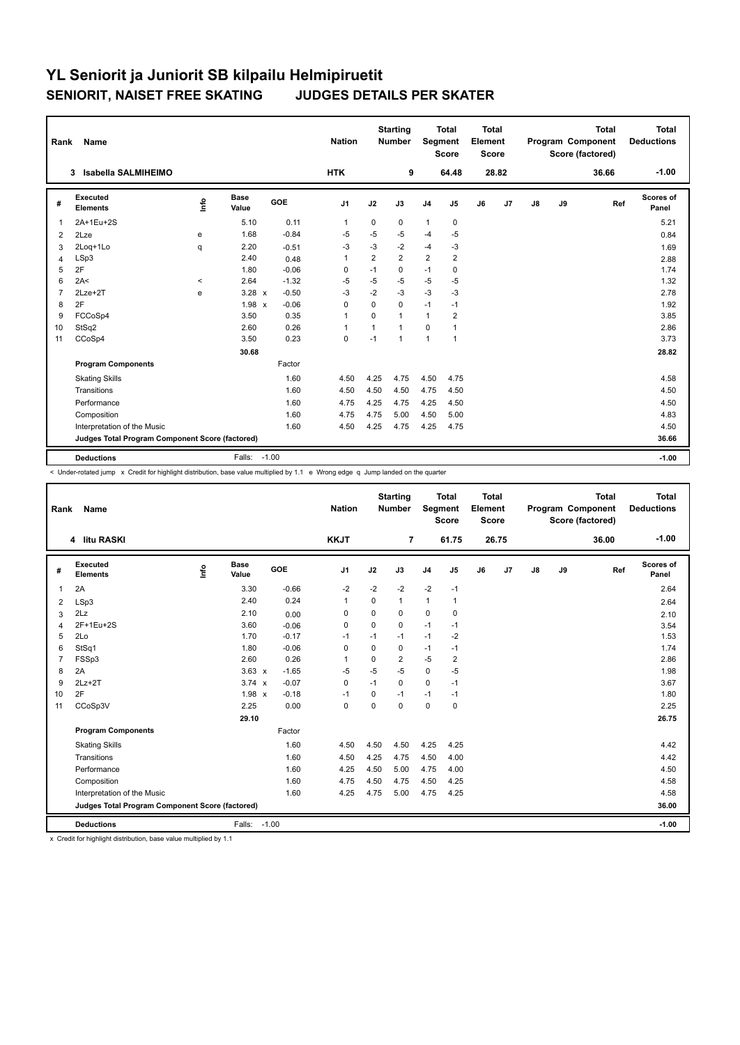# YL Seniorit ja Juniorit SB kilpailu Helmipiruetit

## SENIORIT, NAISET FREE SKATING JUDGES DETAILS PER SKATER

| Rank | Name | Nation | Starting Number | Total Segment Score | Total Element Score | Total Program Component Score (factored) | Total Deductions |
|---|---|---|---|---|---|---|---|
| 3 | Isabella SALMIHEIMO | HTK | 9 | 64.48 | 28.82 | 36.66 | -1.00 |

| # | Executed Elements | Info | Base Value | | GOE | J1 | J2 | J3 | J4 | J5 | J6 | J7 | J8 | J9 | Ref | Scores of Panel |
|---|---|---|---|---|---|---|---|---|---|---|---|---|---|---|---|---|
| 1 | 2A+1Eu+2S | | 5.10 | | 0.11 | 1 | 0 | 0 | 1 | 0 | | | | | | 5.21 |
| 2 | 2Lze | e | 1.68 | | -0.84 | -5 | -5 | -5 | -4 | -5 | | | | | | 0.84 |
| 3 | 2Loq+1Lo | q | 2.20 | | -0.51 | -3 | -3 | -2 | -4 | -3 | | | | | | 1.69 |
| 4 | LSp3 | | 2.40 | | 0.48 | 1 | 2 | 2 | 2 | 2 | | | | | | 2.88 |
| 5 | 2F | | 1.80 | | -0.06 | 0 | -1 | 0 | -1 | 0 | | | | | | 1.74 |
| 6 | 2A< | < | 2.64 | | -1.32 | -5 | -5 | -5 | -5 | -5 | | | | | | 1.32 |
| 7 | 2Lze+2T | e | 3.28 | x | -0.50 | -3 | -2 | -3 | -3 | -3 | | | | | | 2.78 |
| 8 | 2F | | 1.98 | x | -0.06 | 0 | 0 | 0 | -1 | -1 | | | | | | 1.92 |
| 9 | FCCoSp4 | | 3.50 | | 0.35 | 1 | 0 | 1 | 1 | 2 | | | | | | 3.85 |
| 10 | StSq2 | | 2.60 | | 0.26 | 1 | 1 | 1 | 0 | 1 | | | | | | 2.86 |
| 11 | CCoSp4 | | 3.50 | | 0.23 | 0 | -1 | 1 | 1 | 1 | | | | | | 3.73 |
| | | | 30.68 | | | | | | | | | | | | | 28.82 |
| | **Program Components** | | | | Factor | | | | | | | | | | | |
| | Skating Skills | | | | 1.60 | 4.50 | 4.25 | 4.75 | 4.50 | 4.75 | | | | | | 4.58 |
| | Transitions | | | | 1.60 | 4.50 | 4.50 | 4.50 | 4.75 | 4.50 | | | | | | 4.50 |
| | Performance | | | | 1.60 | 4.75 | 4.25 | 4.75 | 4.25 | 4.50 | | | | | | 4.50 |
| | Composition | | | | 1.60 | 4.75 | 4.75 | 5.00 | 4.50 | 5.00 | | | | | | 4.83 |
| | Interpretation of the Music | | | | 1.60 | 4.50 | 4.25 | 4.75 | 4.25 | 4.75 | | | | | | 4.50 |
| | **Judges Total Program Component Score (factored)** | | | | | | | | | | | | | | | 36.66 |
| | **Deductions** | | Falls: | | -1.00 | | | | | | | | | | | -1.00 |

< Under-rotated jump x Credit for highlight distribution, base value multiplied by 1.1 e Wrong edge q Jump landed on the quarter

| Rank | Name | Nation | Starting Number | Total Segment Score | Total Element Score | Total Program Component Score (factored) | Total Deductions |
|---|---|---|---|---|---|---|---|
| 4 | Iitu RASKI | KKJT | 7 | 61.75 | 26.75 | 36.00 | -1.00 |

| # | Executed Elements | Info | Base Value | | GOE | J1 | J2 | J3 | J4 | J5 | J6 | J7 | J8 | J9 | Ref | Scores of Panel |
|---|---|---|---|---|---|---|---|---|---|---|---|---|---|---|---|---|
| 1 | 2A | | 3.30 | | -0.66 | -2 | -2 | -2 | -2 | -1 | | | | | | 2.64 |
| 2 | LSp3 | | 2.40 | | 0.24 | 1 | 0 | 1 | 1 | 1 | | | | | | 2.64 |
| 3 | 2Lz | | 2.10 | | 0.00 | 0 | 0 | 0 | 0 | 0 | | | | | | 2.10 |
| 4 | 2F+1Eu+2S | | 3.60 | | -0.06 | 0 | 0 | 0 | -1 | -1 | | | | | | 3.54 |
| 5 | 2Lo | | 1.70 | | -0.17 | -1 | -1 | -1 | -1 | -2 | | | | | | 1.53 |
| 6 | StSq1 | | 1.80 | | -0.06 | 0 | 0 | 0 | -1 | -1 | | | | | | 1.74 |
| 7 | FSSp3 | | 2.60 | | 0.26 | 1 | 0 | 2 | -5 | 2 | | | | | | 2.86 |
| 8 | 2A | | 3.63 | x | -1.65 | -5 | -5 | -5 | 0 | -5 | | | | | | 1.98 |
| 9 | 2Lz+2T | | 3.74 | x | -0.07 | 0 | -1 | 0 | 0 | -1 | | | | | | 3.67 |
| 10 | 2F | | 1.98 | x | -0.18 | -1 | 0 | -1 | -1 | -1 | | | | | | 1.80 |
| 11 | CCoSp3V | | 2.25 | | 0.00 | 0 | 0 | 0 | 0 | 0 | | | | | | 2.25 |
| | | | 29.10 | | | | | | | | | | | | | 26.75 |
| | **Program Components** | | | | Factor | | | | | | | | | | | |
| | Skating Skills | | | | 1.60 | 4.50 | 4.50 | 4.50 | 4.25 | 4.25 | | | | | | 4.42 |
| | Transitions | | | | 1.60 | 4.50 | 4.25 | 4.75 | 4.50 | 4.00 | | | | | | 4.42 |
| | Performance | | | | 1.60 | 4.25 | 4.50 | 5.00 | 4.75 | 4.00 | | | | | | 4.50 |
| | Composition | | | | 1.60 | 4.75 | 4.50 | 4.75 | 4.50 | 4.25 | | | | | | 4.58 |
| | Interpretation of the Music | | | | 1.60 | 4.25 | 4.75 | 5.00 | 4.75 | 4.25 | | | | | | 4.58 |
| | **Judges Total Program Component Score (factored)** | | | | | | | | | | | | | | | 36.00 |
| | **Deductions** | | Falls: | | -1.00 | | | | | | | | | | | -1.00 |

x Credit for highlight distribution, base value multiplied by 1.1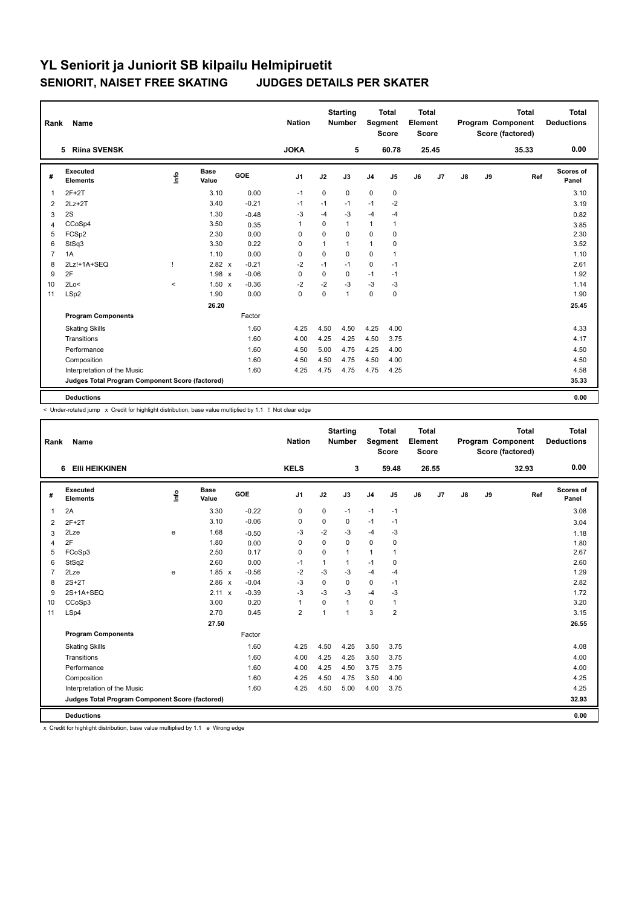# YL Seniorit ja Juniorit SB kilpailu Helmipiruetit

## SENIORIT, NAISET FREE SKATING JUDGES DETAILS PER SKATER

| Rank | Name | Nation | Starting Number | Total Segment Score | Total Element Score | Total Program Component Score (factored) | Total Deductions |
|---|---|---|---|---|---|---|---|
| 5 | Riina SVENSK | JOKA | 5 | 60.78 | 25.45 | 35.33 | 0.00 |

| # | Executed Elements | Info | Base Value | | GOE | J1 | J2 | J3 | J4 | J5 | J6 | J7 | J8 | J9 | Ref | Scores of Panel |
|---|---|---|---|---|---|---|---|---|---|---|---|---|---|---|---|---|
| 1 | 2F+2T | | 3.10 | | 0.00 | -1 | 0 | 0 | 0 | 0 | | | | | | 3.10 |
| 2 | 2Lz+2T | | 3.40 | | -0.21 | -1 | -1 | -1 | -1 | -2 | | | | | | 3.19 |
| 3 | 2S | | 1.30 | | -0.48 | -3 | -4 | -3 | -4 | -4 | | | | | | 0.82 |
| 4 | CCoSp4 | | 3.50 | | 0.35 | 1 | 0 | 1 | 1 | 1 | | | | | | 3.85 |
| 5 | FCSp2 | | 2.30 | | 0.00 | 0 | 0 | 0 | 0 | 0 | | | | | | 2.30 |
| 6 | StSq3 | | 3.30 | | 0.22 | 0 | 1 | 1 | 1 | 0 | | | | | | 3.52 |
| 7 | 1A | | 1.10 | | 0.00 | 0 | 0 | 0 | 0 | 1 | | | | | | 1.10 |
| 8 | 2Lz!+1A+SEQ | ! | 2.82 | x | -0.21 | -2 | -1 | -1 | 0 | -1 | | | | | | 2.61 |
| 9 | 2F | | 1.98 | x | -0.06 | 0 | 0 | 0 | -1 | -1 | | | | | | 1.92 |
| 10 | 2Lo< | < | 1.50 | x | -0.36 | -2 | -2 | -3 | -3 | -3 | | | | | | 1.14 |
| 11 | LSp2 | | 1.90 | | 0.00 | 0 | 0 | 1 | 0 | 0 | | | | | | 1.90 |
| | | | 26.20 | | | | | | | | | | | | | 25.45 |
| | **Program Components** | | | | Factor | | | | | | | | | | | |
| | Skating Skills | | | | 1.60 | 4.25 | 4.50 | 4.50 | 4.25 | 4.00 | | | | | | 4.33 |
| | Transitions | | | | 1.60 | 4.00 | 4.25 | 4.25 | 4.50 | 3.75 | | | | | | 4.17 |
| | Performance | | | | 1.60 | 4.50 | 5.00 | 4.75 | 4.25 | 4.00 | | | | | | 4.50 |
| | Composition | | | | 1.60 | 4.50 | 4.50 | 4.75 | 4.50 | 4.00 | | | | | | 4.50 |
| | Interpretation of the Music | | | | 1.60 | 4.25 | 4.75 | 4.75 | 4.75 | 4.25 | | | | | | 4.58 |
| | **Judges Total Program Component Score (factored)** | | | | | | | | | | | | | | | 35.33 |
| | **Deductions** | | | | | | | | | | | | | | | 0.00 |

< Under-rotated jump x Credit for highlight distribution, base value multiplied by 1.1 ! Not clear edge

| Rank | Name | Nation | Starting Number | Total Segment Score | Total Element Score | Total Program Component Score (factored) | Total Deductions |
|---|---|---|---|---|---|---|---|
| 6 | Elli HEIKKINEN | KELS | 3 | 59.48 | 26.55 | 32.93 | 0.00 |

| # | Executed Elements | Info | Base Value | | GOE | J1 | J2 | J3 | J4 | J5 | J6 | J7 | J8 | J9 | Ref | Scores of Panel |
|---|---|---|---|---|---|---|---|---|---|---|---|---|---|---|---|---|
| 1 | 2A | | 3.30 | | -0.22 | 0 | 0 | -1 | -1 | -1 | | | | | | 3.08 |
| 2 | 2F+2T | | 3.10 | | -0.06 | 0 | 0 | 0 | -1 | -1 | | | | | | 3.04 |
| 3 | 2Lze | e | 1.68 | | -0.50 | -3 | -2 | -3 | -4 | -3 | | | | | | 1.18 |
| 4 | 2F | | 1.80 | | 0.00 | 0 | 0 | 0 | 0 | 0 | | | | | | 1.80 |
| 5 | FCoSp3 | | 2.50 | | 0.17 | 0 | 0 | 1 | 1 | 1 | | | | | | 2.67 |
| 6 | StSq2 | | 2.60 | | 0.00 | -1 | 1 | 1 | -1 | 0 | | | | | | 2.60 |
| 7 | 2Lze | e | 1.85 | x | -0.56 | -2 | -3 | -3 | -4 | -4 | | | | | | 1.29 |
| 8 | 2S+2T | | 2.86 | x | -0.04 | -3 | 0 | 0 | 0 | -1 | | | | | | 2.82 |
| 9 | 2S+1A+SEQ | | 2.11 | x | -0.39 | -3 | -3 | -3 | -4 | -3 | | | | | | 1.72 |
| 10 | CCoSp3 | | 3.00 | | 0.20 | 1 | 0 | 1 | 0 | 1 | | | | | | 3.20 |
| 11 | LSp4 | | 2.70 | | 0.45 | 2 | 1 | 1 | 3 | 2 | | | | | | 3.15 |
| | | | 27.50 | | | | | | | | | | | | | 26.55 |
| | **Program Components** | | | | Factor | | | | | | | | | | | |
| | Skating Skills | | | | 1.60 | 4.25 | 4.50 | 4.25 | 3.50 | 3.75 | | | | | | 4.08 |
| | Transitions | | | | 1.60 | 4.00 | 4.25 | 4.25 | 3.50 | 3.75 | | | | | | 4.00 |
| | Performance | | | | 1.60 | 4.00 | 4.25 | 4.50 | 3.75 | 3.75 | | | | | | 4.00 |
| | Composition | | | | 1.60 | 4.25 | 4.50 | 4.75 | 3.50 | 4.00 | | | | | | 4.25 |
| | Interpretation of the Music | | | | 1.60 | 4.25 | 4.50 | 5.00 | 4.00 | 3.75 | | | | | | 4.25 |
| | **Judges Total Program Component Score (factored)** | | | | | | | | | | | | | | | 32.93 |
| | **Deductions** | | | | | | | | | | | | | | | 0.00 |

x Credit for highlight distribution, base value multiplied by 1.1 e Wrong edge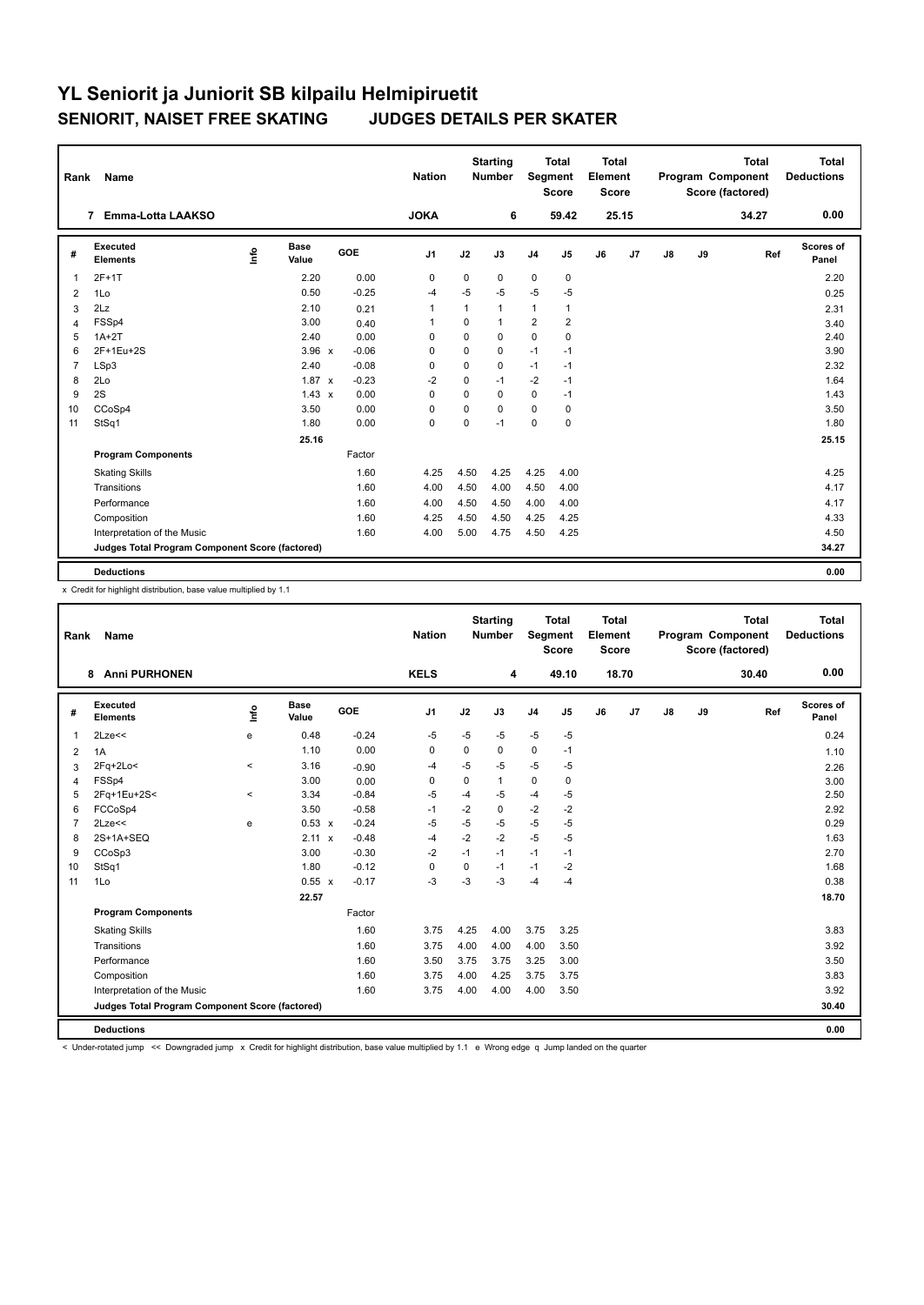# YL Seniorit ja Juniorit SB kilpailu Helmipiruetit

## SENIORIT, NAISET FREE SKATING JUDGES DETAILS PER SKATER

| Rank | Name | Nation | Starting Number | Total Segment Score | Total Element Score | Total Program Component Score (factored) | Total Deductions |
|---|---|---|---|---|---|---|---|
| 7 | Emma-Lotta LAAKSO | JOKA | 6 | 59.42 | 25.15 | 34.27 | 0.00 |

| # | Executed Elements | Info | Base Value | GOE | J1 | J2 | J3 | J4 | J5 | J6 | J7 | J8 | J9 | Ref | Scores of Panel |
|---|---|---|---|---|---|---|---|---|---|---|---|---|---|---|---|
| 1 | 2F+1T | | 2.20 | 0.00 | 0 | 0 | 0 | 0 | 0 | | | | | | 2.20 |
| 2 | 1Lo | | 0.50 | -0.25 | -4 | -5 | -5 | -5 | -5 | | | | | | 0.25 |
| 3 | 2Lz | | 2.10 | 0.21 | 1 | 1 | 1 | 1 | 1 | | | | | | 2.31 |
| 4 | FSSp4 | | 3.00 | 0.40 | 1 | 0 | 1 | 2 | 2 | | | | | | 3.40 |
| 5 | 1A+2T | | 2.40 | 0.00 | 0 | 0 | 0 | 0 | 0 | | | | | | 2.40 |
| 6 | 2F+1Eu+2S | | 3.96 x | -0.06 | 0 | 0 | 0 | -1 | -1 | | | | | | 3.90 |
| 7 | LSp3 | | 2.40 | -0.08 | 0 | 0 | 0 | -1 | -1 | | | | | | 2.32 |
| 8 | 2Lo | | 1.87 x | -0.23 | -2 | 0 | -1 | -2 | -1 | | | | | | 1.64 |
| 9 | 2S | | 1.43 x | 0.00 | 0 | 0 | 0 | 0 | -1 | | | | | | 1.43 |
| 10 | CCoSp4 | | 3.50 | 0.00 | 0 | 0 | 0 | 0 | 0 | | | | | | 3.50 |
| 11 | StSq1 | | 1.80 | 0.00 | 0 | 0 | -1 | 0 | 0 | | | | | | 1.80 |
| | | | 25.16 | | | | | | | | | | | | 25.15 |
| | **Program Components** | | | Factor | | | | | | | | | | | |
| | Skating Skills | | | 1.60 | 4.25 | 4.50 | 4.25 | 4.25 | 4.00 | | | | | | 4.25 |
| | Transitions | | | 1.60 | 4.00 | 4.50 | 4.00 | 4.50 | 4.00 | | | | | | 4.17 |
| | Performance | | | 1.60 | 4.00 | 4.50 | 4.50 | 4.00 | 4.00 | | | | | | 4.17 |
| | Composition | | | 1.60 | 4.25 | 4.50 | 4.50 | 4.25 | 4.25 | | | | | | 4.33 |
| | Interpretation of the Music | | | 1.60 | 4.00 | 5.00 | 4.75 | 4.50 | 4.25 | | | | | | 4.50 |
| | **Judges Total Program Component Score (factored)** | | | | | | | | | | | | | | 34.27 |
| | **Deductions** | | | | | | | | | | | | | | 0.00 |

x Credit for highlight distribution, base value multiplied by 1.1

| Rank | Name | Nation | Starting Number | Total Segment Score | Total Element Score | Total Program Component Score (factored) | Total Deductions |
|---|---|---|---|---|---|---|---|
| 8 | Anni PURHONEN | KELS | 4 | 49.10 | 18.70 | 30.40 | 0.00 |

| # | Executed Elements | Info | Base Value | GOE | J1 | J2 | J3 | J4 | J5 | J6 | J7 | J8 | J9 | Ref | Scores of Panel |
|---|---|---|---|---|---|---|---|---|---|---|---|---|---|---|---|
| 1 | 2Lze<< | e | 0.48 | -0.24 | -5 | -5 | -5 | -5 | -5 | | | | | | 0.24 |
| 2 | 1A | | 1.10 | 0.00 | 0 | 0 | 0 | 0 | -1 | | | | | | 1.10 |
| 3 | 2Fq+2Lo< | < | 3.16 | -0.90 | -4 | -5 | -5 | -5 | -5 | | | | | | 2.26 |
| 4 | FSSp4 | | 3.00 | 0.00 | 0 | 0 | 1 | 0 | 0 | | | | | | 3.00 |
| 5 | 2Fq+1Eu+2S< | < | 3.34 | -0.84 | -5 | -4 | -5 | -4 | -5 | | | | | | 2.50 |
| 6 | FCCoSp4 | | 3.50 | -0.58 | -1 | -2 | 0 | -2 | -2 | | | | | | 2.92 |
| 7 | 2Lze<< | e | 0.53 x | -0.24 | -5 | -5 | -5 | -5 | -5 | | | | | | 0.29 |
| 8 | 2S+1A+SEQ | | 2.11 x | -0.48 | -4 | -2 | -2 | -5 | -5 | | | | | | 1.63 |
| 9 | CCoSp3 | | 3.00 | -0.30 | -2 | -1 | -1 | -1 | -1 | | | | | | 2.70 |
| 10 | StSq1 | | 1.80 | -0.12 | 0 | 0 | -1 | -1 | -2 | | | | | | 1.68 |
| 11 | 1Lo | | 0.55 x | -0.17 | -3 | -3 | -3 | -4 | -4 | | | | | | 0.38 |
| | | | 22.57 | | | | | | | | | | | | 18.70 |
| | **Program Components** | | | Factor | | | | | | | | | | | |
| | Skating Skills | | | 1.60 | 3.75 | 4.25 | 4.00 | 3.75 | 3.25 | | | | | | 3.83 |
| | Transitions | | | 1.60 | 3.75 | 4.00 | 4.00 | 4.00 | 3.50 | | | | | | 3.92 |
| | Performance | | | 1.60 | 3.50 | 3.75 | 3.75 | 3.25 | 3.00 | | | | | | 3.50 |
| | Composition | | | 1.60 | 3.75 | 4.00 | 4.25 | 3.75 | 3.75 | | | | | | 3.83 |
| | Interpretation of the Music | | | 1.60 | 3.75 | 4.00 | 4.00 | 4.00 | 3.50 | | | | | | 3.92 |
| | **Judges Total Program Component Score (factored)** | | | | | | | | | | | | | | 30.40 |
| | **Deductions** | | | | | | | | | | | | | | 0.00 |

< Under-rotated jump << Downgraded jump x Credit for highlight distribution, base value multiplied by 1.1 e Wrong edge q Jump landed on the quarter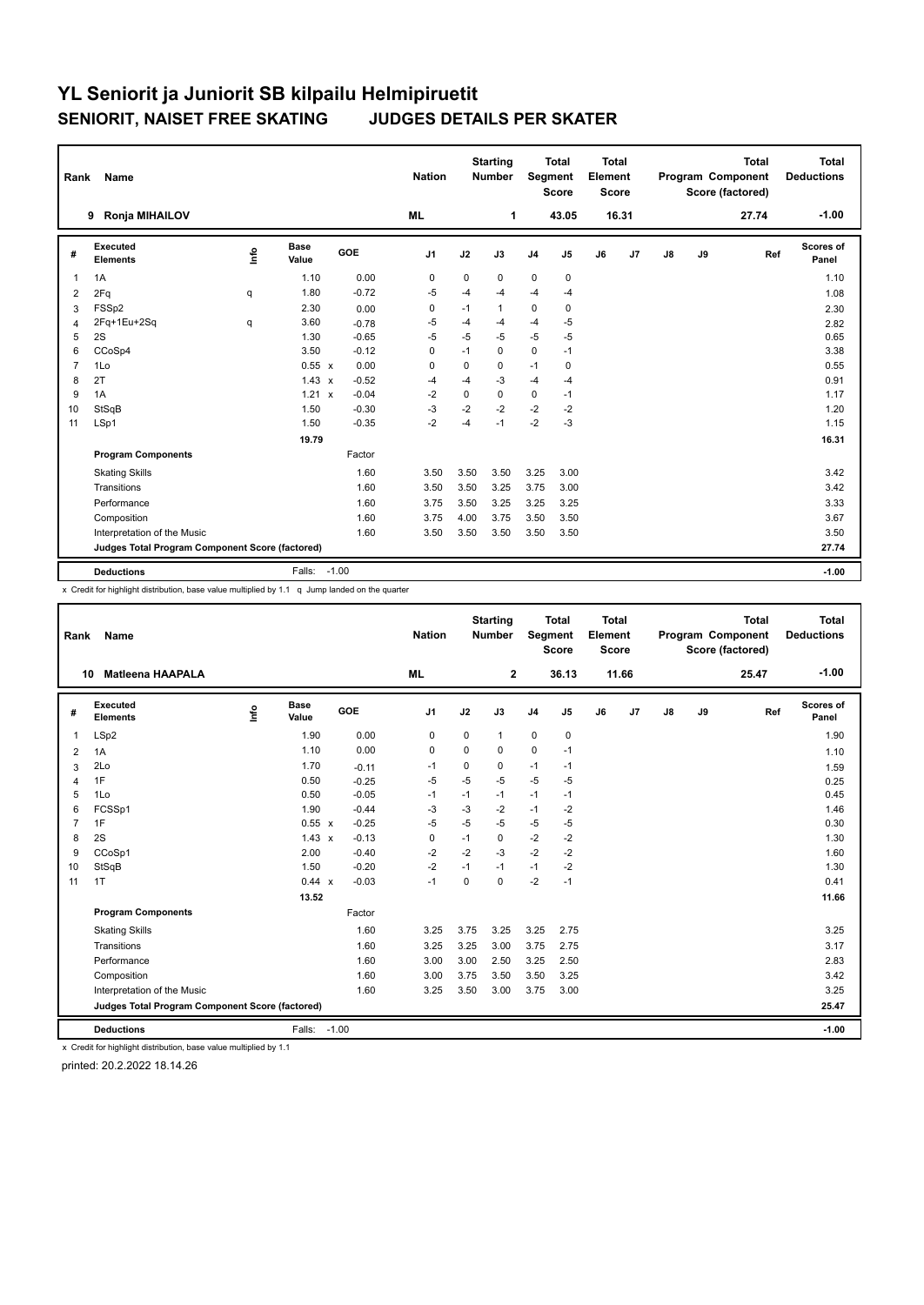# YL Seniorit ja Juniorit SB kilpailu Helmipiruetit

## SENIORIT, NAISET FREE SKATING JUDGES DETAILS PER SKATER

| Rank | Name | Nation | Starting Number | Total Segment Score | Total Element Score | Total Program Component Score (factored) | Total Deductions |
|---|---|---|---|---|---|---|---|
| 9 | Ronja MIHAILOV | ML | 1 | 43.05 | 16.31 | 27.74 | -1.00 |

| # | Executed Elements | Info | Base Value | | GOE | J1 | J2 | J3 | J4 | J5 | J6 | J7 | J8 | J9 | Ref | Scores of Panel |
|---|---|---|---|---|---|---|---|---|---|---|---|---|---|---|---|---|
| 1 | 1A | | 1.10 | | 0.00 | 0 | 0 | 0 | 0 | 0 | | | | | | 1.10 |
| 2 | 2Fq | q | 1.80 | | -0.72 | -5 | -4 | -4 | -4 | -4 | | | | | | 1.08 |
| 3 | FSSp2 | | 2.30 | | 0.00 | 0 | -1 | 1 | 0 | 0 | | | | | | 2.30 |
| 4 | 2Fq+1Eu+2Sq | q | 3.60 | | -0.78 | -5 | -4 | -4 | -4 | -5 | | | | | | 2.82 |
| 5 | 2S | | 1.30 | | -0.65 | -5 | -5 | -5 | -5 | -5 | | | | | | 0.65 |
| 6 | CCoSp4 | | 3.50 | | -0.12 | 0 | -1 | 0 | 0 | -1 | | | | | | 3.38 |
| 7 | 1Lo | | 0.55 | x | 0.00 | 0 | 0 | 0 | -1 | 0 | | | | | | 0.55 |
| 8 | 2T | | 1.43 | x | -0.52 | -4 | -4 | -3 | -4 | -4 | | | | | | 0.91 |
| 9 | 1A | | 1.21 | x | -0.04 | -2 | 0 | 0 | 0 | -1 | | | | | | 1.17 |
| 10 | StSqB | | 1.50 | | -0.30 | -3 | -2 | -2 | -2 | -2 | | | | | | 1.20 |
| 11 | LSp1 | | 1.50 | | -0.35 | -2 | -4 | -1 | -2 | -3 | | | | | | 1.15 |
| | | | 19.79 | | | | | | | | | | | | | 16.31 |
| | **Program Components** | | | | Factor | | | | | | | | | | | |
| | Skating Skills | | | | 1.60 | 3.50 | 3.50 | 3.50 | 3.25 | 3.00 | | | | | | 3.42 |
| | Transitions | | | | 1.60 | 3.50 | 3.50 | 3.25 | 3.75 | 3.00 | | | | | | 3.42 |
| | Performance | | | | 1.60 | 3.75 | 3.50 | 3.25 | 3.25 | 3.25 | | | | | | 3.33 |
| | Composition | | | | 1.60 | 3.75 | 4.00 | 3.75 | 3.50 | 3.50 | | | | | | 3.67 |
| | Interpretation of the Music | | | | 1.60 | 3.50 | 3.50 | 3.50 | 3.50 | 3.50 | | | | | | 3.50 |
| | **Judges Total Program Component Score (factored)** | | | | | | | | | | | | | | | 27.74 |
| | **Deductions** | | Falls: | | -1.00 | | | | | | | | | | | -1.00 |

x Credit for highlight distribution, base value multiplied by 1.1 q Jump landed on the quarter

| Rank | Name | Nation | Starting Number | Total Segment Score | Total Element Score | Total Program Component Score (factored) | Total Deductions |
|---|---|---|---|---|---|---|---|
| 10 | Matleena HAAPALA | ML | 2 | 36.13 | 11.66 | 25.47 | -1.00 |

| # | Executed Elements | Info | Base Value | | GOE | J1 | J2 | J3 | J4 | J5 | J6 | J7 | J8 | J9 | Ref | Scores of Panel |
|---|---|---|---|---|---|---|---|---|---|---|---|---|---|---|---|---|
| 1 | LSp2 | | 1.90 | | 0.00 | 0 | 0 | 1 | 0 | 0 | | | | | | 1.90 |
| 2 | 1A | | 1.10 | | 0.00 | 0 | 0 | 0 | 0 | -1 | | | | | | 1.10 |
| 3 | 2Lo | | 1.70 | | -0.11 | -1 | 0 | 0 | -1 | -1 | | | | | | 1.59 |
| 4 | 1F | | 0.50 | | -0.25 | -5 | -5 | -5 | -5 | -5 | | | | | | 0.25 |
| 5 | 1Lo | | 0.50 | | -0.05 | -1 | -1 | -1 | -1 | -1 | | | | | | 0.45 |
| 6 | FCSSp1 | | 1.90 | | -0.44 | -3 | -3 | -2 | -1 | -2 | | | | | | 1.46 |
| 7 | 1F | | 0.55 | x | -0.25 | -5 | -5 | -5 | -5 | -5 | | | | | | 0.30 |
| 8 | 2S | | 1.43 | x | -0.13 | 0 | -1 | 0 | -2 | -2 | | | | | | 1.30 |
| 9 | CCoSp1 | | 2.00 | | -0.40 | -2 | -2 | -3 | -2 | -2 | | | | | | 1.60 |
| 10 | StSqB | | 1.50 | | -0.20 | -2 | -1 | -1 | -1 | -2 | | | | | | 1.30 |
| 11 | 1T | | 0.44 | x | -0.03 | -1 | 0 | 0 | -2 | -1 | | | | | | 0.41 |
| | | | 13.52 | | | | | | | | | | | | | 11.66 |
| | **Program Components** | | | | Factor | | | | | | | | | | | |
| | Skating Skills | | | | 1.60 | 3.25 | 3.75 | 3.25 | 3.25 | 2.75 | | | | | | 3.25 |
| | Transitions | | | | 1.60 | 3.25 | 3.25 | 3.00 | 3.75 | 2.75 | | | | | | 3.17 |
| | Performance | | | | 1.60 | 3.00 | 3.00 | 2.50 | 3.25 | 2.50 | | | | | | 2.83 |
| | Composition | | | | 1.60 | 3.00 | 3.75 | 3.50 | 3.50 | 3.25 | | | | | | 3.42 |
| | Interpretation of the Music | | | | 1.60 | 3.25 | 3.50 | 3.00 | 3.75 | 3.00 | | | | | | 3.25 |
| | **Judges Total Program Component Score (factored)** | | | | | | | | | | | | | | | 25.47 |
| | **Deductions** | | Falls: | | -1.00 | | | | | | | | | | | -1.00 |

x Credit for highlight distribution, base value multiplied by 1.1

printed: 20.2.2022 18.14.26